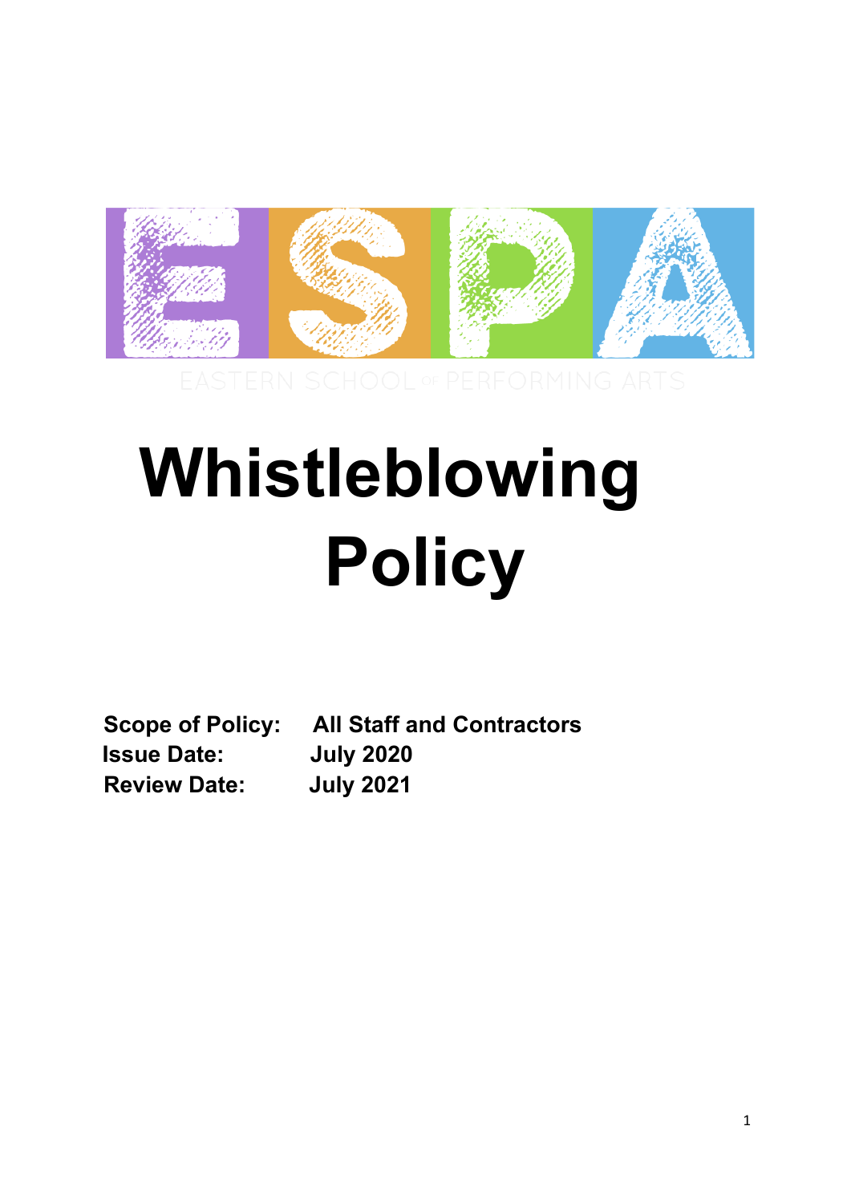ESPA

EASTERN SCHOOL OF PERFORMING ARTS

# Whistleblowing Policy

**Scope of Policy:** **All Staff and Contractors**
**Issue Date:** **July 2020**
**Review Date:** **July 2021**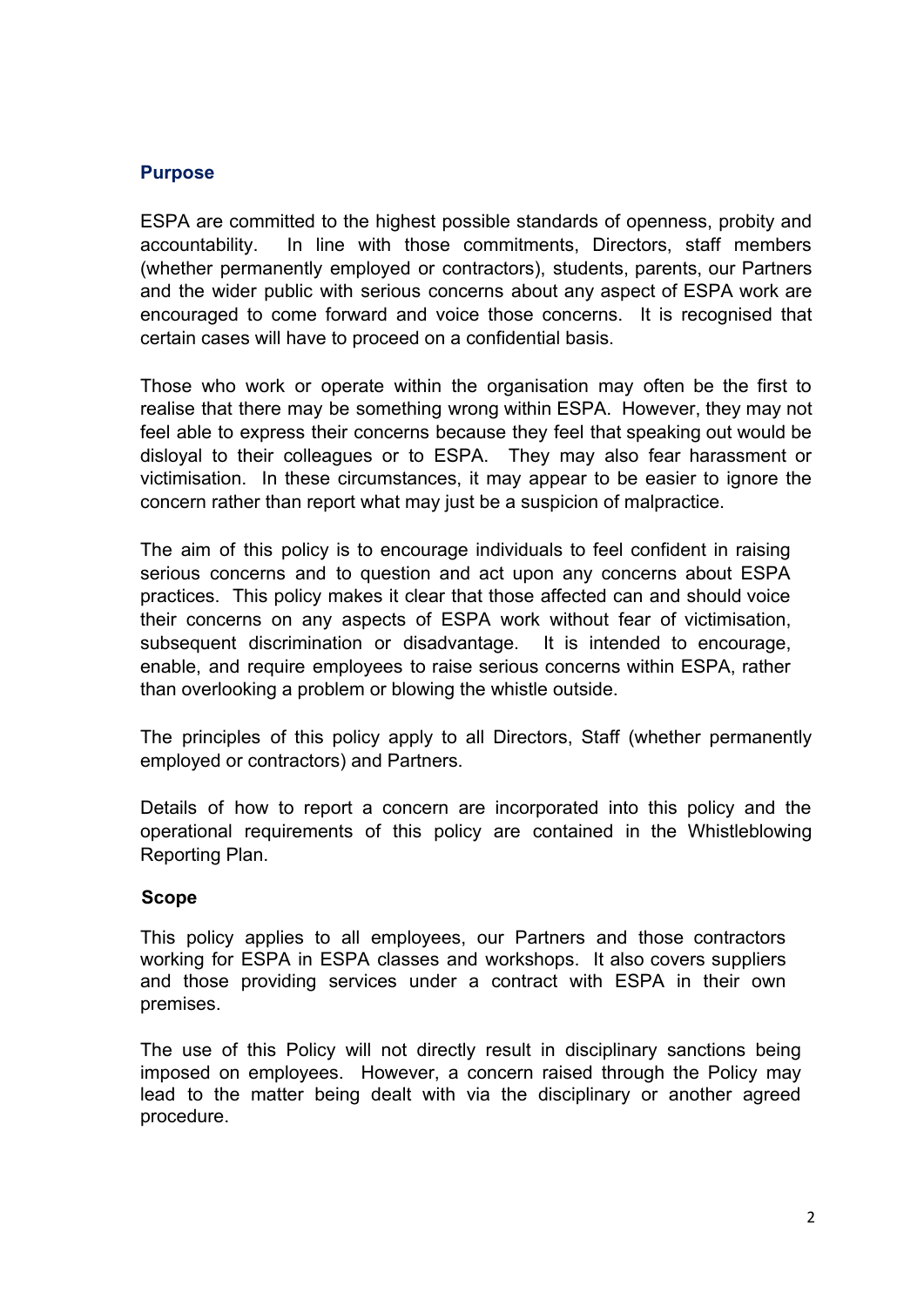## Purpose

ESPA are committed to the highest possible standards of openness, probity and accountability. In line with those commitments, Directors, staff members (whether permanently employed or contractors), students, parents, our Partners and the wider public with serious concerns about any aspect of ESPA work are encouraged to come forward and voice those concerns. It is recognised that certain cases will have to proceed on a confidential basis.

Those who work or operate within the organisation may often be the first to realise that there may be something wrong within ESPA. However, they may not feel able to express their concerns because they feel that speaking out would be disloyal to their colleagues or to ESPA. They may also fear harassment or victimisation. In these circumstances, it may appear to be easier to ignore the concern rather than report what may just be a suspicion of malpractice.

The aim of this policy is to encourage individuals to feel confident in raising serious concerns and to question and act upon any concerns about ESPA practices. This policy makes it clear that those affected can and should voice their concerns on any aspects of ESPA work without fear of victimisation, subsequent discrimination or disadvantage. It is intended to encourage, enable, and require employees to raise serious concerns within ESPA, rather than overlooking a problem or blowing the whistle outside.

The principles of this policy apply to all Directors, Staff (whether permanently employed or contractors) and Partners.

Details of how to report a concern are incorporated into this policy and the operational requirements of this policy are contained in the Whistleblowing Reporting Plan.

## Scope

This policy applies to all employees, our Partners and those contractors working for ESPA in ESPA classes and workshops. It also covers suppliers and those providing services under a contract with ESPA in their own premises.

The use of this Policy will not directly result in disciplinary sanctions being imposed on employees. However, a concern raised through the Policy may lead to the matter being dealt with via the disciplinary or another agreed procedure.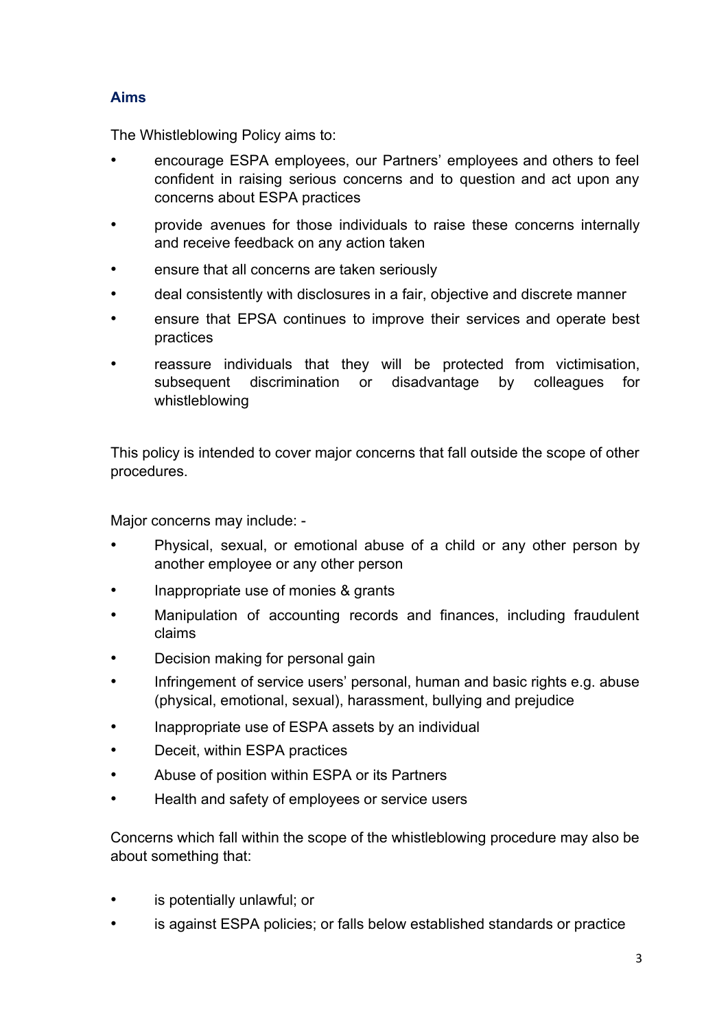## Aims

The Whistleblowing Policy aims to:

- encourage ESPA employees, our Partners' employees and others to feel confident in raising serious concerns and to question and act upon any concerns about ESPA practices
- provide avenues for those individuals to raise these concerns internally and receive feedback on any action taken
- ensure that all concerns are taken seriously
- deal consistently with disclosures in a fair, objective and discrete manner
- ensure that EPSA continues to improve their services and operate best practices
- reassure individuals that they will be protected from victimisation, subsequent discrimination or disadvantage by colleagues for whistleblowing

This policy is intended to cover major concerns that fall outside the scope of other procedures.

Major concerns may include: -

- Physical, sexual, or emotional abuse of a child or any other person by another employee or any other person
- Inappropriate use of monies & grants
- Manipulation of accounting records and finances, including fraudulent claims
- Decision making for personal gain
- Infringement of service users' personal, human and basic rights e.g. abuse (physical, emotional, sexual), harassment, bullying and prejudice
- Inappropriate use of ESPA assets by an individual
- Deceit, within ESPA practices
- Abuse of position within ESPA or its Partners
- Health and safety of employees or service users

Concerns which fall within the scope of the whistleblowing procedure may also be about something that:

- is potentially unlawful; or
- is against ESPA policies; or falls below established standards or practice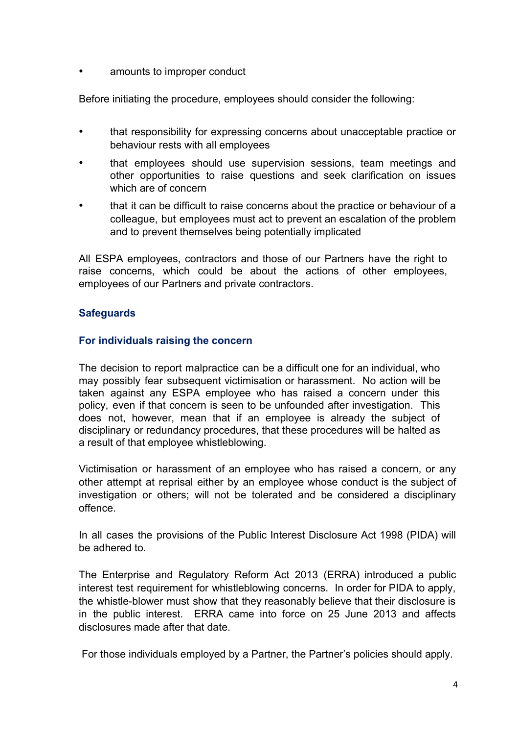- amounts to improper conduct

Before initiating the procedure, employees should consider the following:

- that responsibility for expressing concerns about unacceptable practice or behaviour rests with all employees
- that employees should use supervision sessions, team meetings and other opportunities to raise questions and seek clarification on issues which are of concern
- that it can be difficult to raise concerns about the practice or behaviour of a colleague, but employees must act to prevent an escalation of the problem and to prevent themselves being potentially implicated

All ESPA employees, contractors and those of our Partners have the right to raise concerns, which could be about the actions of other employees, employees of our Partners and private contractors.

## Safeguards

### For individuals raising the concern

The decision to report malpractice can be a difficult one for an individual, who may possibly fear subsequent victimisation or harassment. No action will be taken against any ESPA employee who has raised a concern under this policy, even if that concern is seen to be unfounded after investigation. This does not, however, mean that if an employee is already the subject of disciplinary or redundancy procedures, that these procedures will be halted as a result of that employee whistleblowing.

Victimisation or harassment of an employee who has raised a concern, or any other attempt at reprisal either by an employee whose conduct is the subject of investigation or others; will not be tolerated and be considered a disciplinary offence.

In all cases the provisions of the Public Interest Disclosure Act 1998 (PIDA) will be adhered to.

The Enterprise and Regulatory Reform Act 2013 (ERRA) introduced a public interest test requirement for whistleblowing concerns. In order for PIDA to apply, the whistle-blower must show that they reasonably believe that their disclosure is in the public interest. ERRA came into force on 25 June 2013 and affects disclosures made after that date.

For those individuals employed by a Partner, the Partner's policies should apply.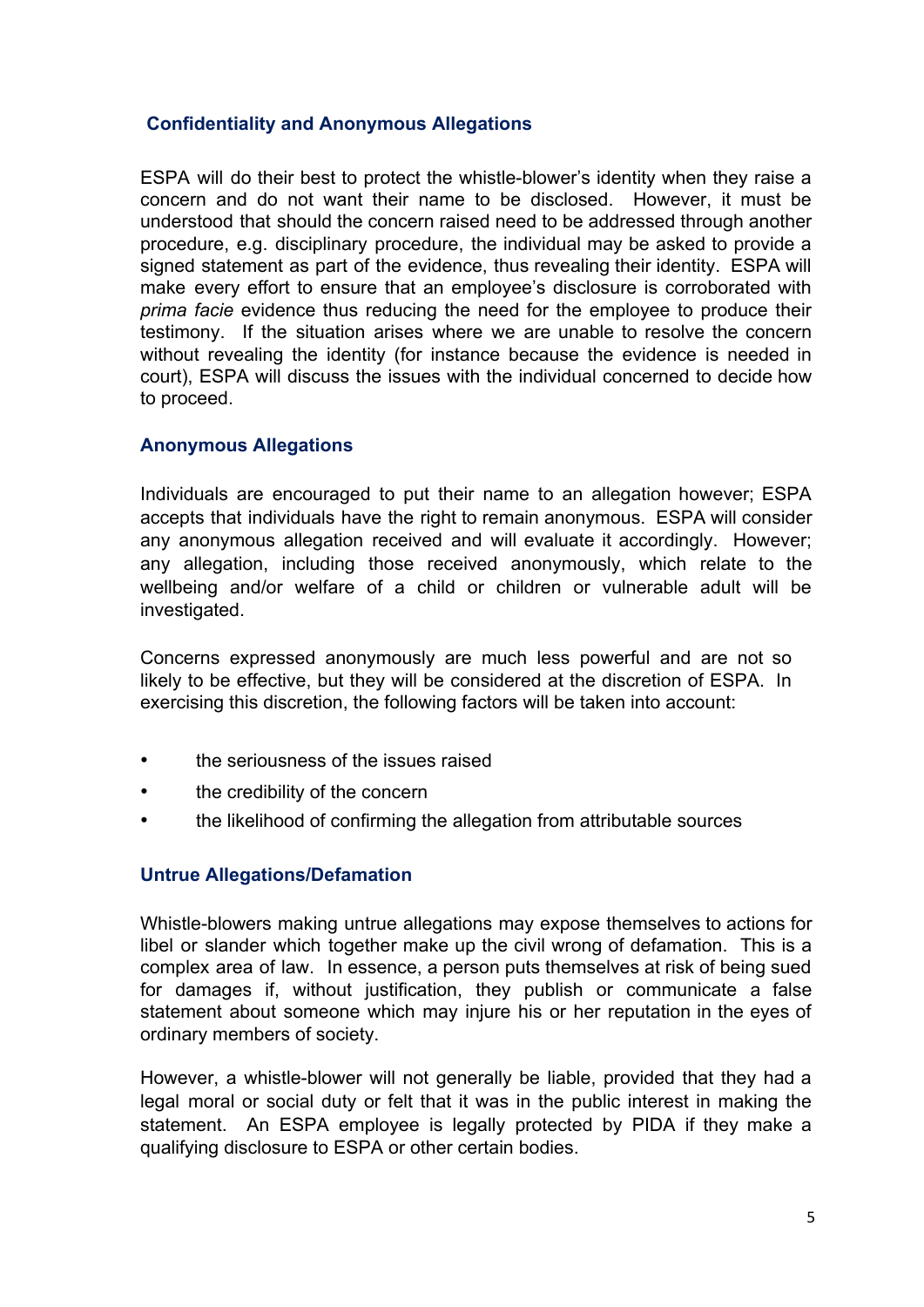## Confidentiality and Anonymous Allegations

ESPA will do their best to protect the whistle-blower's identity when they raise a concern and do not want their name to be disclosed. However, it must be understood that should the concern raised need to be addressed through another procedure, e.g. disciplinary procedure, the individual may be asked to provide a signed statement as part of the evidence, thus revealing their identity. ESPA will make every effort to ensure that an employee's disclosure is corroborated with *prima facie* evidence thus reducing the need for the employee to produce their testimony. If the situation arises where we are unable to resolve the concern without revealing the identity (for instance because the evidence is needed in court), ESPA will discuss the issues with the individual concerned to decide how to proceed.

## Anonymous Allegations

Individuals are encouraged to put their name to an allegation however; ESPA accepts that individuals have the right to remain anonymous. ESPA will consider any anonymous allegation received and will evaluate it accordingly. However; any allegation, including those received anonymously, which relate to the wellbeing and/or welfare of a child or children or vulnerable adult will be investigated.

Concerns expressed anonymously are much less powerful and are not so likely to be effective, but they will be considered at the discretion of ESPA. In exercising this discretion, the following factors will be taken into account:

- the seriousness of the issues raised
- the credibility of the concern
- the likelihood of confirming the allegation from attributable sources

## Untrue Allegations/Defamation

Whistle-blowers making untrue allegations may expose themselves to actions for libel or slander which together make up the civil wrong of defamation. This is a complex area of law. In essence, a person puts themselves at risk of being sued for damages if, without justification, they publish or communicate a false statement about someone which may injure his or her reputation in the eyes of ordinary members of society.

However, a whistle-blower will not generally be liable, provided that they had a legal moral or social duty or felt that it was in the public interest in making the statement. An ESPA employee is legally protected by PIDA if they make a qualifying disclosure to ESPA or other certain bodies.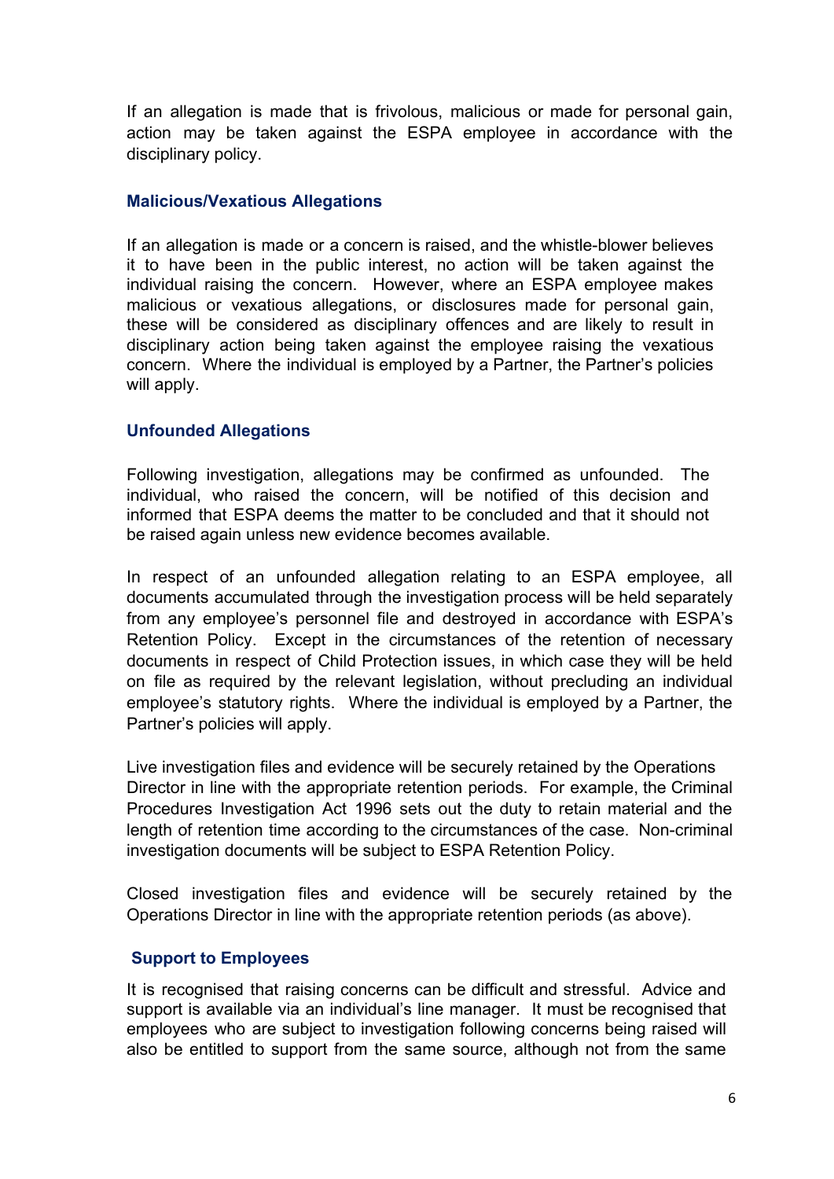If an allegation is made that is frivolous, malicious or made for personal gain, action may be taken against the ESPA employee in accordance with the disciplinary policy.

### Malicious/Vexatious Allegations

If an allegation is made or a concern is raised, and the whistle-blower believes it to have been in the public interest, no action will be taken against the individual raising the concern. However, where an ESPA employee makes malicious or vexatious allegations, or disclosures made for personal gain, these will be considered as disciplinary offences and are likely to result in disciplinary action being taken against the employee raising the vexatious concern. Where the individual is employed by a Partner, the Partner's policies will apply.

### Unfounded Allegations

Following investigation, allegations may be confirmed as unfounded. The individual, who raised the concern, will be notified of this decision and informed that ESPA deems the matter to be concluded and that it should not be raised again unless new evidence becomes available.

In respect of an unfounded allegation relating to an ESPA employee, all documents accumulated through the investigation process will be held separately from any employee's personnel file and destroyed in accordance with ESPA's Retention Policy. Except in the circumstances of the retention of necessary documents in respect of Child Protection issues, in which case they will be held on file as required by the relevant legislation, without precluding an individual employee's statutory rights. Where the individual is employed by a Partner, the Partner's policies will apply.

Live investigation files and evidence will be securely retained by the Operations Director in line with the appropriate retention periods. For example, the Criminal Procedures Investigation Act 1996 sets out the duty to retain material and the length of retention time according to the circumstances of the case. Non-criminal investigation documents will be subject to ESPA Retention Policy.

Closed investigation files and evidence will be securely retained by the Operations Director in line with the appropriate retention periods (as above).

### Support to Employees

It is recognised that raising concerns can be difficult and stressful. Advice and support is available via an individual's line manager. It must be recognised that employees who are subject to investigation following concerns being raised will also be entitled to support from the same source, although not from the same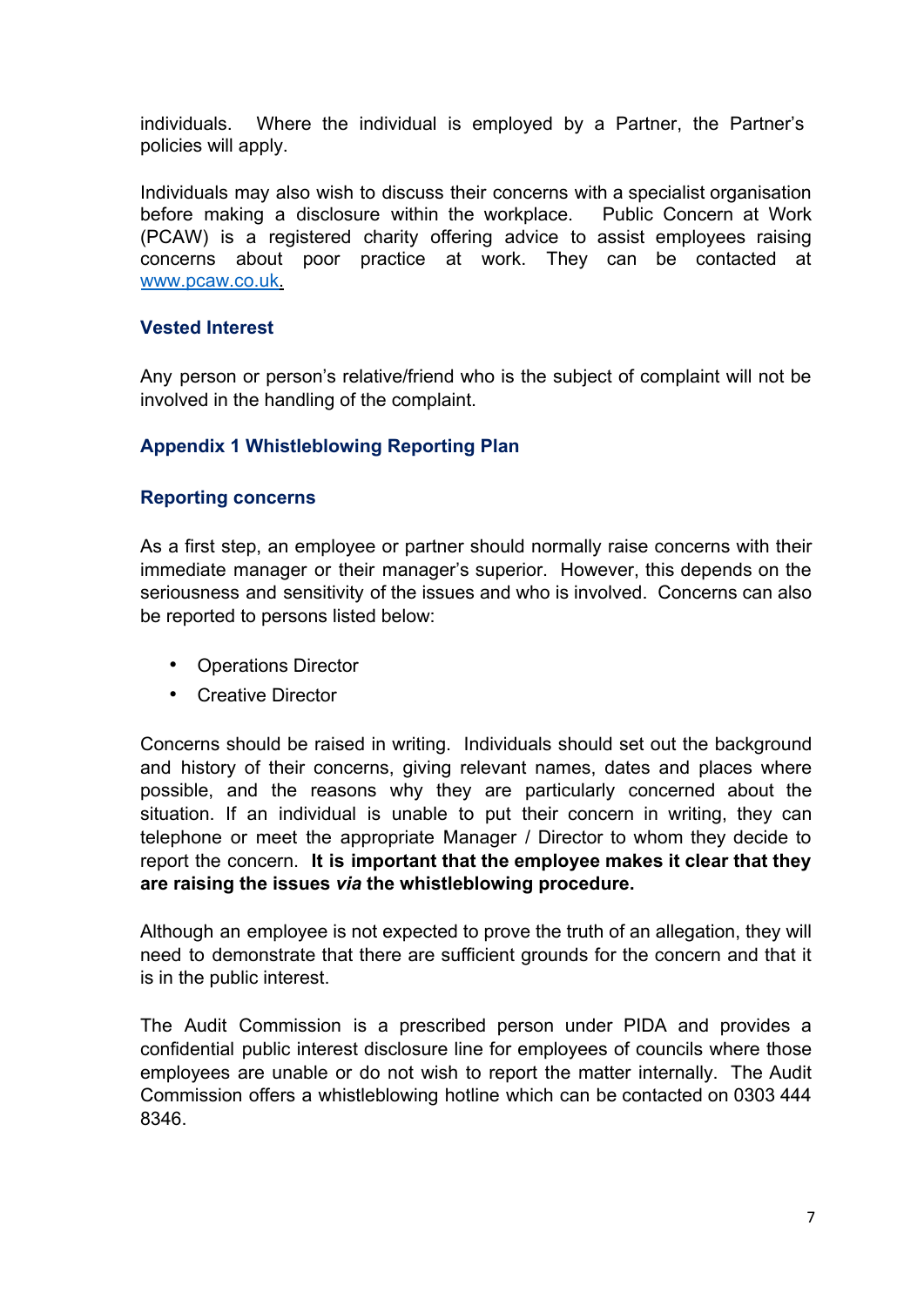individuals. Where the individual is employed by a Partner, the Partner's policies will apply.

Individuals may also wish to discuss their concerns with a specialist organisation before making a disclosure within the workplace. Public Concern at Work (PCAW) is a registered charity offering advice to assist employees raising concerns about poor practice at work. They can be contacted at [www.pcaw.co.uk](http://www.pcaw.co.uk).

### Vested Interest

Any person or person's relative/friend who is the subject of complaint will not be involved in the handling of the complaint.

### Appendix 1 Whistleblowing Reporting Plan

### Reporting concerns

As a first step, an employee or partner should normally raise concerns with their immediate manager or their manager's superior. However, this depends on the seriousness and sensitivity of the issues and who is involved. Concerns can also be reported to persons listed below:

- Operations Director
- Creative Director

Concerns should be raised in writing. Individuals should set out the background and history of their concerns, giving relevant names, dates and places where possible, and the reasons why they are particularly concerned about the situation. If an individual is unable to put their concern in writing, they can telephone or meet the appropriate Manager / Director to whom they decide to report the concern. **It is important that the employee makes it clear that they are raising the issues *via* the whistleblowing procedure.**

Although an employee is not expected to prove the truth of an allegation, they will need to demonstrate that there are sufficient grounds for the concern and that it is in the public interest.

The Audit Commission is a prescribed person under PIDA and provides a confidential public interest disclosure line for employees of councils where those employees are unable or do not wish to report the matter internally. The Audit Commission offers a whistleblowing hotline which can be contacted on 0303 444 8346.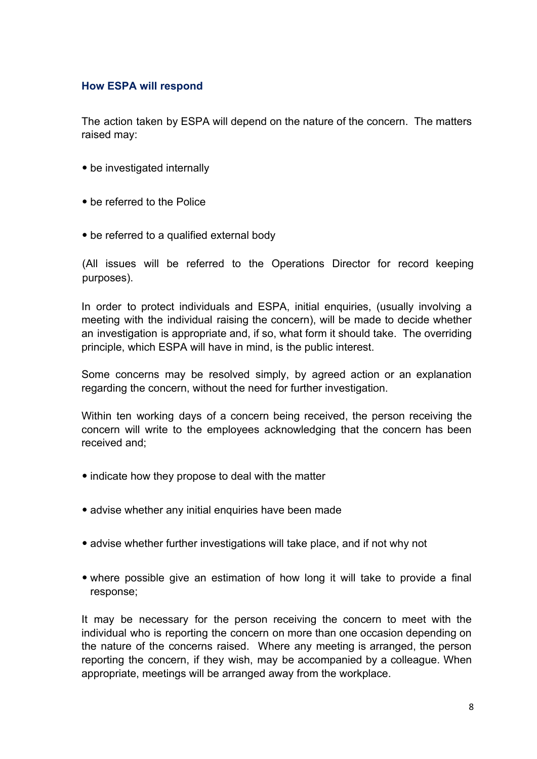### How ESPA will respond

The action taken by ESPA will depend on the nature of the concern. The matters raised may:

- be investigated internally
- be referred to the Police
- be referred to a qualified external body

(All issues will be referred to the Operations Director for record keeping purposes).

In order to protect individuals and ESPA, initial enquiries, (usually involving a meeting with the individual raising the concern), will be made to decide whether an investigation is appropriate and, if so, what form it should take. The overriding principle, which ESPA will have in mind, is the public interest.

Some concerns may be resolved simply, by agreed action or an explanation regarding the concern, without the need for further investigation.

Within ten working days of a concern being received, the person receiving the concern will write to the employees acknowledging that the concern has been received and;

- indicate how they propose to deal with the matter
- advise whether any initial enquiries have been made
- advise whether further investigations will take place, and if not why not
- where possible give an estimation of how long it will take to provide a final response;

It may be necessary for the person receiving the concern to meet with the individual who is reporting the concern on more than one occasion depending on the nature of the concerns raised. Where any meeting is arranged, the person reporting the concern, if they wish, may be accompanied by a colleague. When appropriate, meetings will be arranged away from the workplace.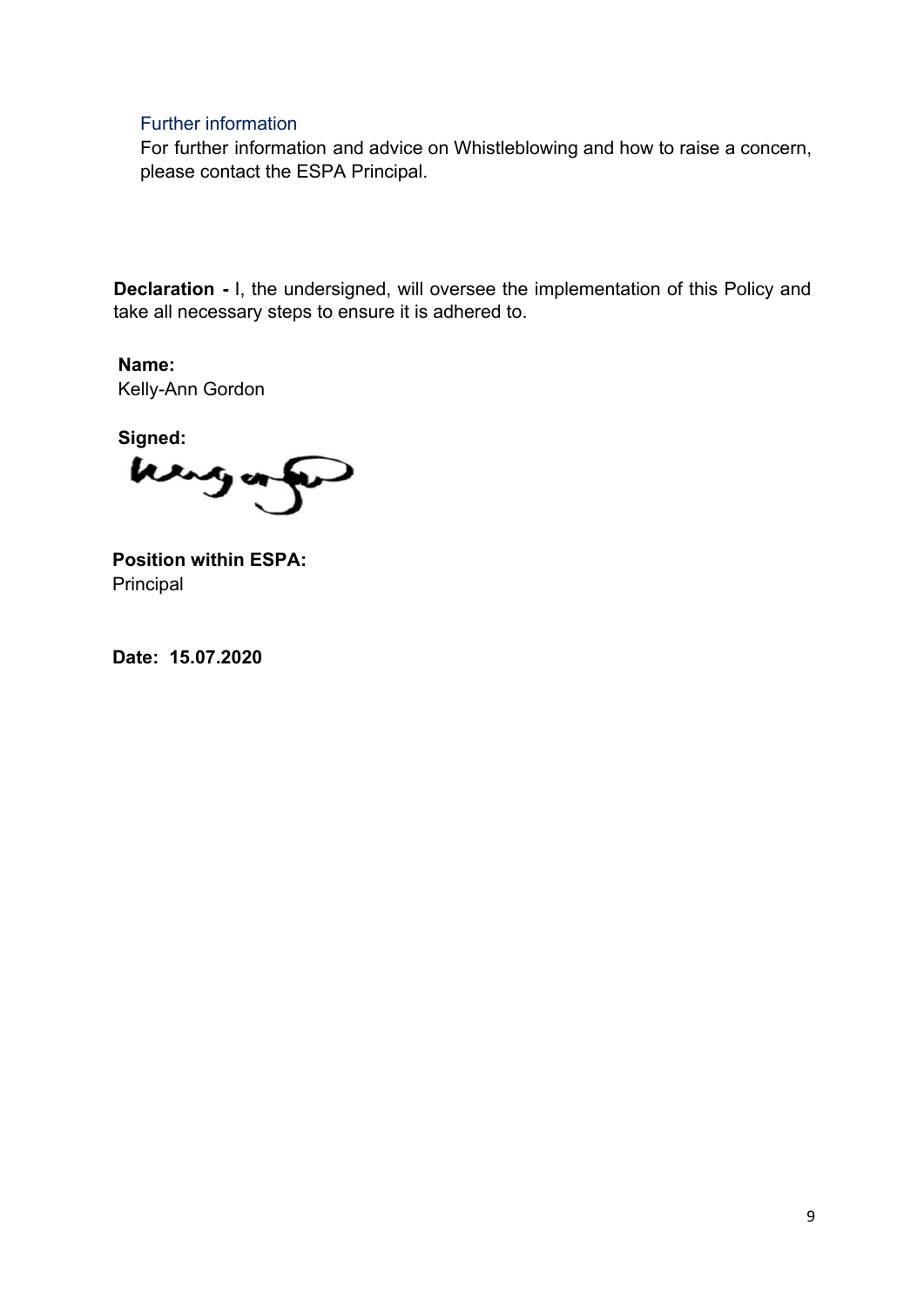### Further information

For further information and advice on Whistleblowing and how to raise a concern, please contact the ESPA Principal.

**Declaration -** I, the undersigned, will oversee the implementation of this Policy and take all necessary steps to ensure it is adhered to.

**Name:**
Kelly-Ann Gordon

**Signed:**

**Position within ESPA:**
Principal

**Date: 15.07.2020**